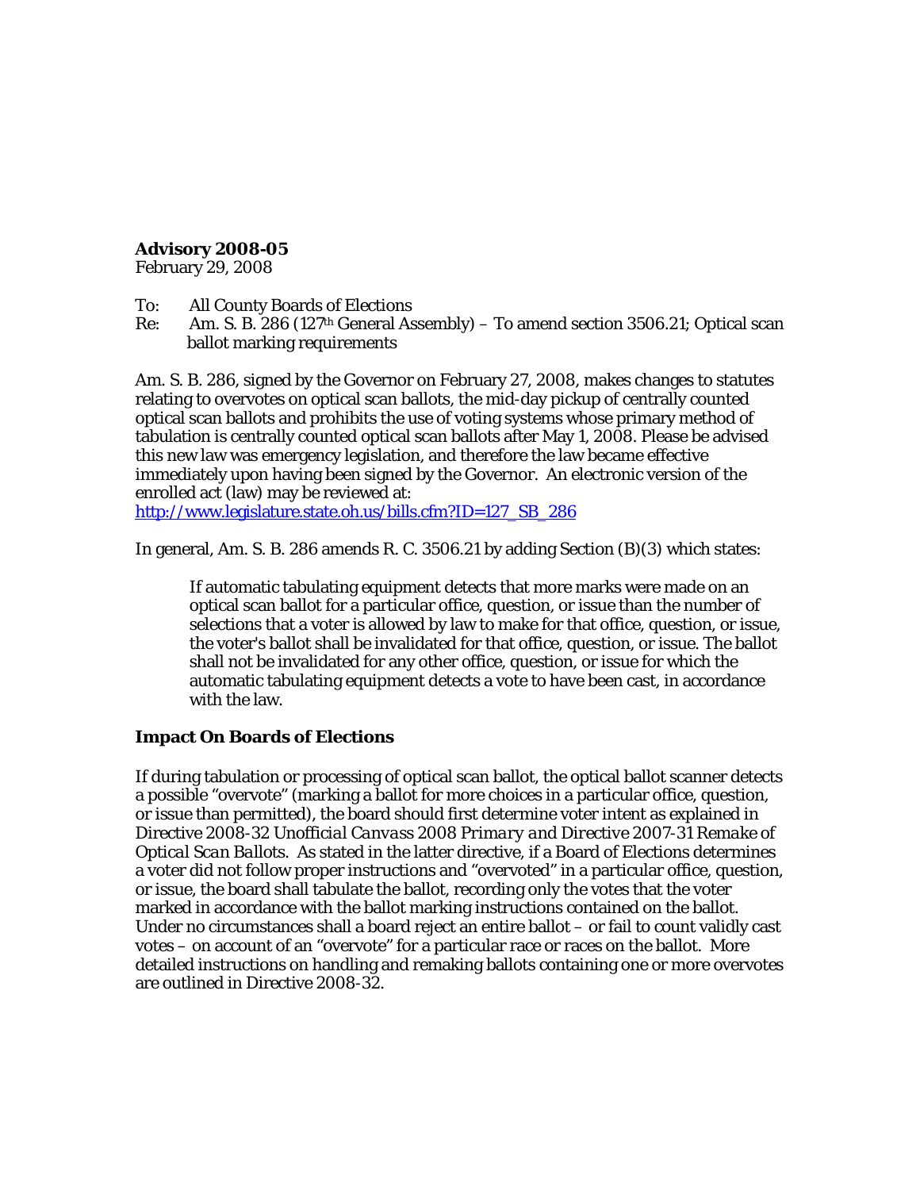**Advisory 2008-05**
February 29, 2008

To: All County Boards of Elections
Re: Am. S. B. 286 (127th General Assembly) – To amend section 3506.21; Optical scan ballot marking requirements

Am. S. B. 286, signed by the Governor on February 27, 2008, makes changes to statutes relating to overvotes on optical scan ballots, the mid-day pickup of centrally counted optical scan ballots and prohibits the use of voting systems whose primary method of tabulation is centrally counted optical scan ballots after May 1, 2008. Please be advised this new law was emergency legislation, and therefore the law became effective immediately upon having been signed by the Governor. An electronic version of the enrolled act (law) may be reviewed at:
http://www.legislature.state.oh.us/bills.cfm?ID=127_SB_286

In general, Am. S. B. 286 amends R. C. 3506.21 by adding Section (B)(3) which states:

> If automatic tabulating equipment detects that more marks were made on an optical scan ballot for a particular office, question, or issue than the number of selections that a voter is allowed by law to make for that office, question, or issue, the voter's ballot shall be invalidated for that office, question, or issue. The ballot shall not be invalidated for any other office, question, or issue for which the automatic tabulating equipment detects a vote to have been cast, in accordance with the law.

## Impact On Boards of Elections

If during tabulation or processing of optical scan ballot, the optical ballot scanner detects a possible "overvote" (marking a ballot for more choices in a particular office, question, or issue than permitted), the board should first determine voter intent as explained in Directive 2008-32 *Unofficial Canvass 2008 Primary and* Directive 2007-31 *Remake of Optical Scan Ballots*. As stated in the latter directive, if a Board of Elections determines a voter did not follow proper instructions and "overvoted" in a particular office, question, or issue, the board shall tabulate the ballot, recording only the votes that the voter marked in accordance with the ballot marking instructions contained on the ballot. Under no circumstances shall a board reject an entire ballot – or fail to count validly cast votes – on account of an "overvote" for a particular race or races on the ballot. More detailed instructions on handling and remaking ballots containing one or more overvotes are outlined in Directive 2008-32.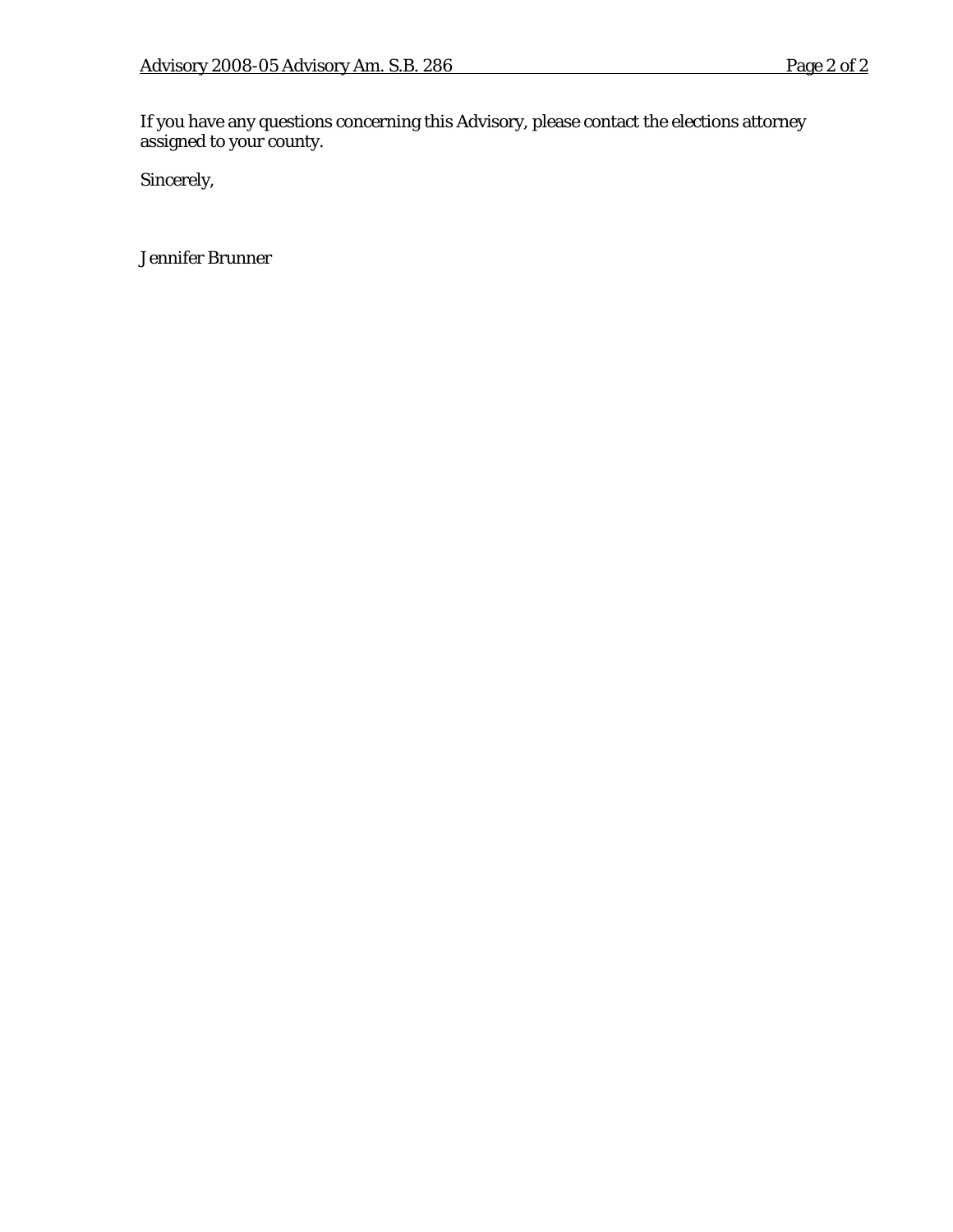If you have any questions concerning this Advisory, please contact the elections attorney assigned to your county.

Sincerely,

Jennifer Brunner